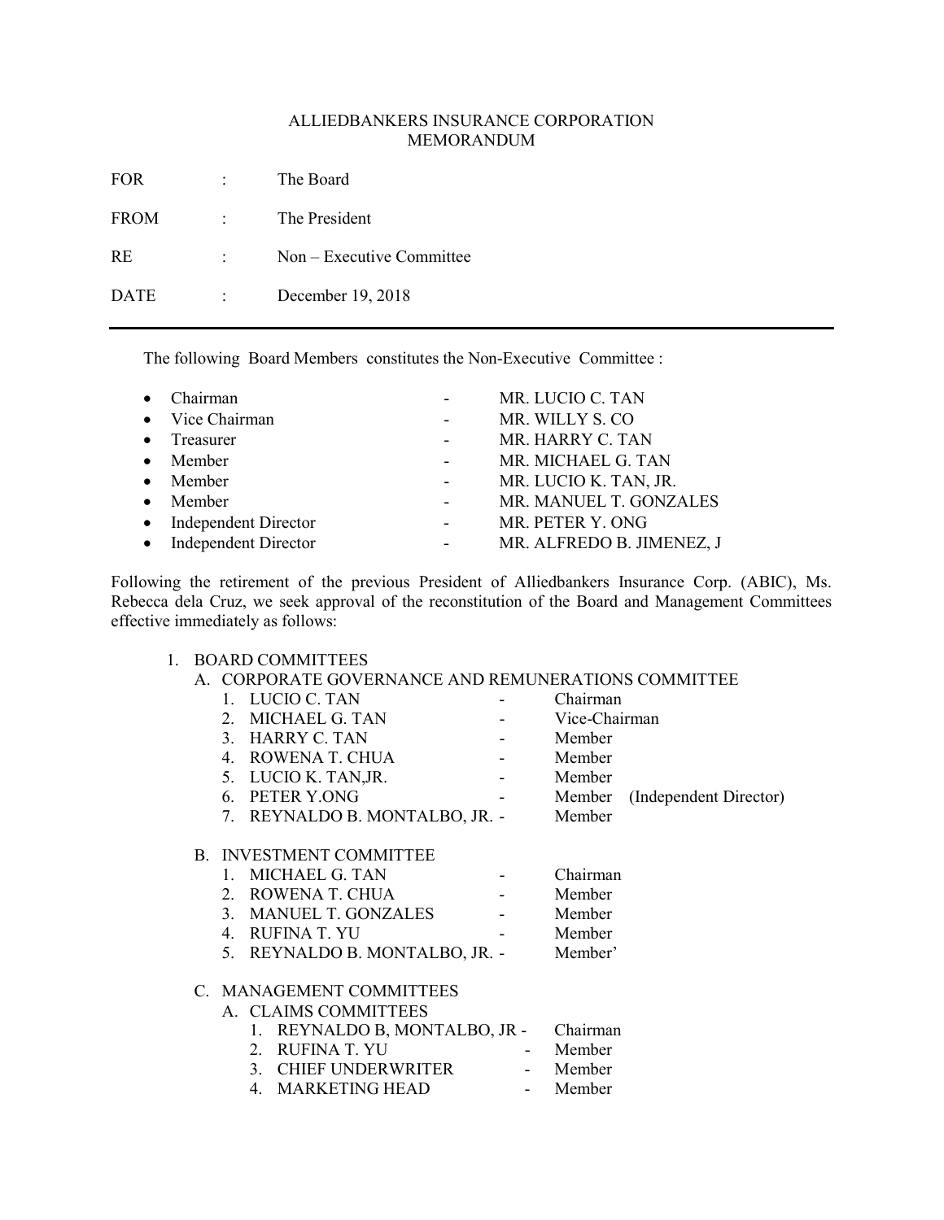ALLIEDBANKERS INSURANCE CORPORATION
MEMORANDUM

| | | |
|---|---|---|
| FOR | : | The Board |
| FROM | : | The President |
| RE | : | Non – Executive Committee |
| DATE | : | December 19, 2018 |

---

The following Board Members constitutes the Non-Executive Committee :

- Chairman - MR. LUCIO C. TAN
- Vice Chairman - MR. WILLY S. CO
- Treasurer - MR. HARRY C. TAN
- Member - MR. MICHAEL G. TAN
- Member - MR. LUCIO K. TAN, JR.
- Member - MR. MANUEL T. GONZALES
- Independent Director - MR. PETER Y. ONG
- Independent Director - MR. ALFREDO B. JIMENEZ, J

Following the retirement of the previous President of Alliedbankers Insurance Corp. (ABIC), Ms. Rebecca dela Cruz, we seek approval of the reconstitution of the Board and Management Committees effective immediately as follows:

1. BOARD COMMITTEES

   A. CORPORATE GOVERNANCE AND REMUNERATIONS COMMITTEE
      1. LUCIO C. TAN - Chairman
      2. MICHAEL G. TAN - Vice-Chairman
      3. HARRY C. TAN - Member
      4. ROWENA T. CHUA - Member
      5. LUCIO K. TAN,JR. - Member
      6. PETER Y.ONG - Member (Independent Director)
      7. REYNALDO B. MONTALBO, JR. - Member

   B. INVESTMENT COMMITTEE
      1. MICHAEL G. TAN - Chairman
      2. ROWENA T. CHUA - Member
      3. MANUEL T. GONZALES - Member
      4. RUFINA T. YU - Member
      5. REYNALDO B. MONTALBO, JR. - Member'

   C. MANAGEMENT COMMITTEES

      A. CLAIMS COMMITTEES
         1. REYNALDO B, MONTALBO, JR - Chairman
         2. RUFINA T. YU - Member
         3. CHIEF UNDERWRITER - Member
         4. MARKETING HEAD - Member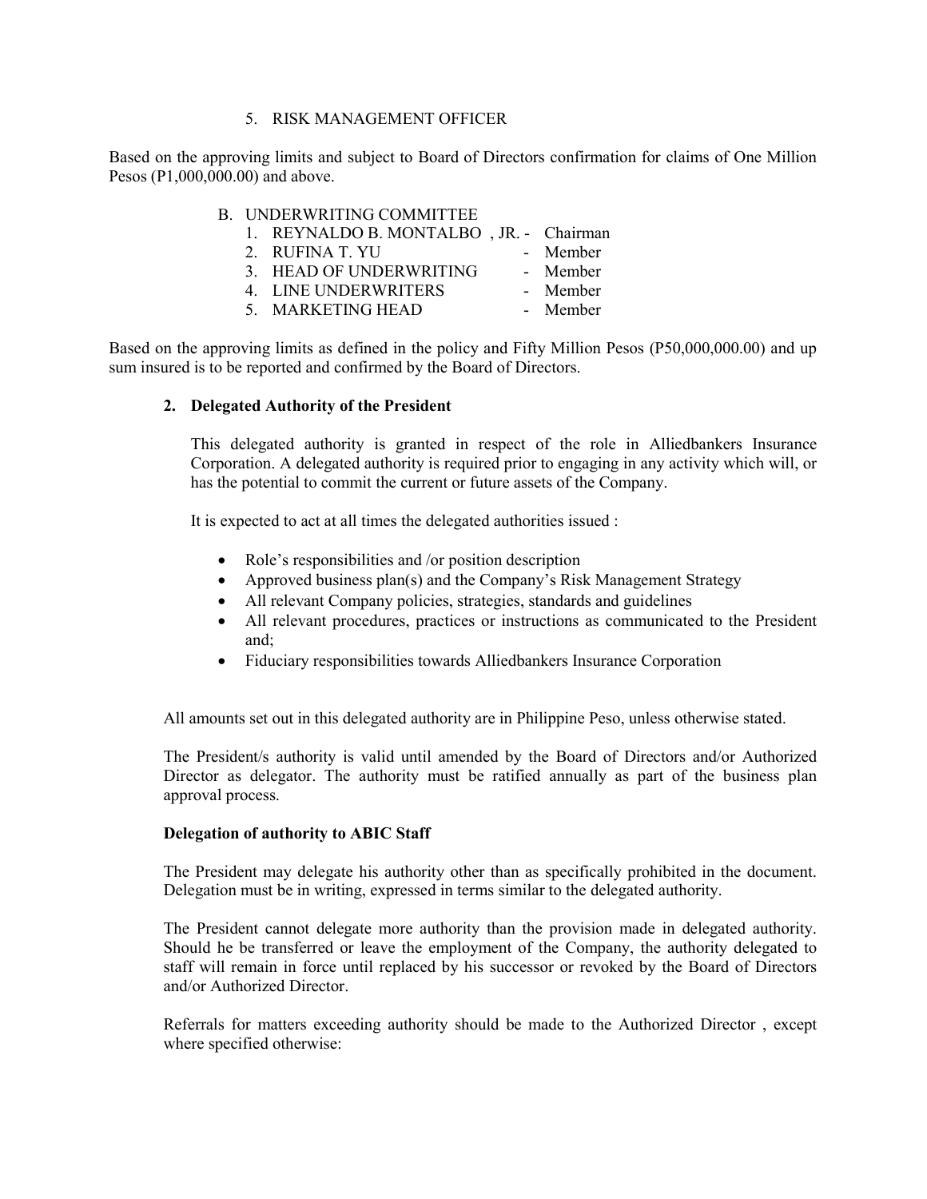5. RISK MANAGEMENT OFFICER

Based on the approving limits and subject to Board of Directors confirmation for claims of One Million Pesos (P1,000,000.00) and above.

B. UNDERWRITING COMMITTEE

1. REYNALDO B. MONTALBO , JR. - Chairman
2. RUFINA T. YU - Member
3. HEAD OF UNDERWRITING - Member
4. LINE UNDERWRITERS - Member
5. MARKETING HEAD - Member

Based on the approving limits as defined in the policy and Fifty Million Pesos (P50,000,000.00) and up sum insured is to be reported and confirmed by the Board of Directors.

**2. Delegated Authority of the President**

This delegated authority is granted in respect of the role in Alliedbankers Insurance Corporation. A delegated authority is required prior to engaging in any activity which will, or has the potential to commit the current or future assets of the Company.

It is expected to act at all times the delegated authorities issued :

- Role's responsibilities and /or position description
- Approved business plan(s) and the Company's Risk Management Strategy
- All relevant Company policies, strategies, standards and guidelines
- All relevant procedures, practices or instructions as communicated to the President and;
- Fiduciary responsibilities towards Alliedbankers Insurance Corporation

All amounts set out in this delegated authority are in Philippine Peso, unless otherwise stated.

The President/s authority is valid until amended by the Board of Directors and/or Authorized Director as delegator. The authority must be ratified annually as part of the business plan approval process.

**Delegation of authority to ABIC Staff**

The President may delegate his authority other than as specifically prohibited in the document. Delegation must be in writing, expressed in terms similar to the delegated authority.

The President cannot delegate more authority than the provision made in delegated authority. Should he be transferred or leave the employment of the Company, the authority delegated to staff will remain in force until replaced by his successor or revoked by the Board of Directors and/or Authorized Director.

Referrals for matters exceeding authority should be made to the Authorized Director , except where specified otherwise: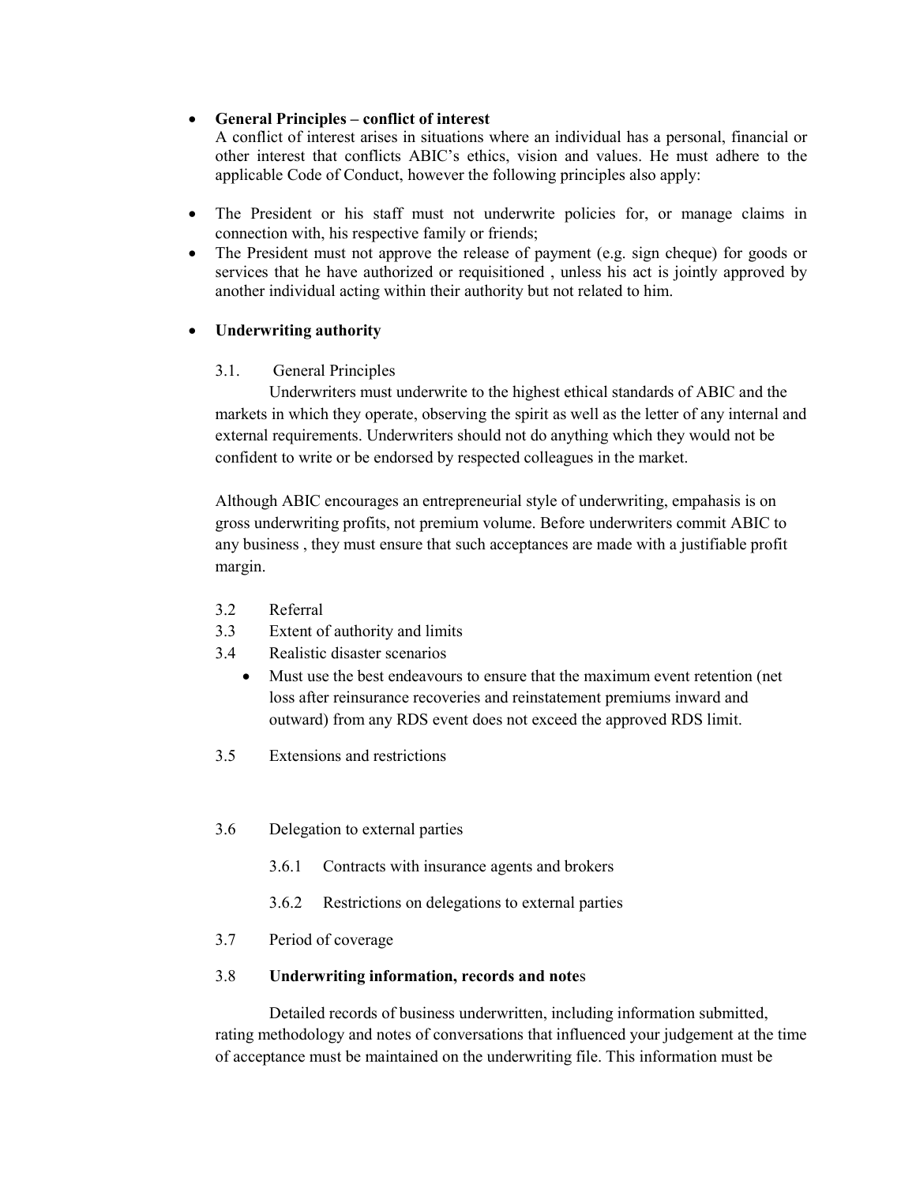- **General Principles – conflict of interest**

  A conflict of interest arises in situations where an individual has a personal, financial or other interest that conflicts ABIC's ethics, vision and values. He must adhere to the applicable Code of Conduct, however the following principles also apply:

- The President or his staff must not underwrite policies for, or manage claims in connection with, his respective family or friends;
- The President must not approve the release of payment (e.g. sign cheque) for goods or services that he have authorized or requisitioned , unless his act is jointly approved by another individual acting within their authority but not related to him.

- **Underwriting authority**

  3.1. General Principles

  Underwriters must underwrite to the highest ethical standards of ABIC and the markets in which they operate, observing the spirit as well as the letter of any internal and external requirements. Underwriters should not do anything which they would not be confident to write or be endorsed by respected colleagues in the market.

  Although ABIC encourages an entrepreneurial style of underwriting, empahasis is on gross underwriting profits, not premium volume. Before underwriters commit ABIC to any business , they must ensure that such acceptances are made with a justifiable profit margin.

  3.2 Referral

  3.3 Extent of authority and limits

  3.4 Realistic disaster scenarios

  - Must use the best endeavours to ensure that the maximum event retention (net loss after reinsurance recoveries and reinstatement premiums inward and outward) from any RDS event does not exceed the approved RDS limit.

  3.5 Extensions and restrictions

  3.6 Delegation to external parties

  3.6.1 Contracts with insurance agents and brokers

  3.6.2 Restrictions on delegations to external parties

  3.7 Period of coverage

  3.8 **Underwriting information, records and note**s

  Detailed records of business underwritten, including information submitted, rating methodology and notes of conversations that influenced your judgement at the time of acceptance must be maintained on the underwriting file. This information must be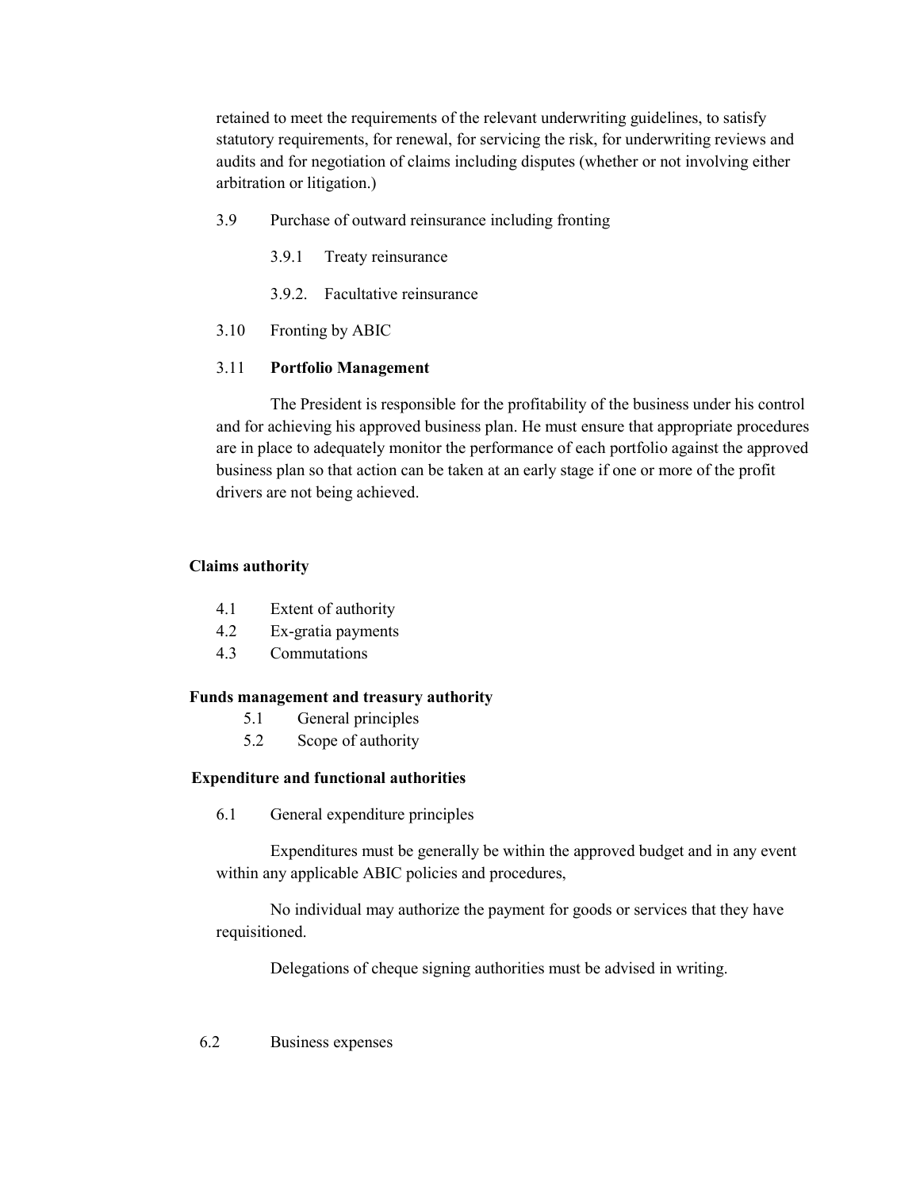retained to meet the requirements of the relevant underwriting guidelines, to satisfy statutory requirements, for renewal, for servicing the risk, for underwriting reviews and audits and for negotiation of claims including disputes (whether or not involving either arbitration or litigation.)

3.9 Purchase of outward reinsurance including fronting

3.9.1 Treaty reinsurance

3.9.2. Facultative reinsurance

3.10 Fronting by ABIC

3.11 **Portfolio Management**

The President is responsible for the profitability of the business under his control and for achieving his approved business plan. He must ensure that appropriate procedures are in place to adequately monitor the performance of each portfolio against the approved business plan so that action can be taken at an early stage if one or more of the profit drivers are not being achieved.

**Claims authority**

4.1 Extent of authority
4.2 Ex-gratia payments
4.3 Commutations

**Funds management and treasury authority**

5.1 General principles
5.2 Scope of authority

**Expenditure and functional authorities**

6.1 General expenditure principles

Expenditures must be generally be within the approved budget and in any event within any applicable ABIC policies and procedures,

No individual may authorize the payment for goods or services that they have requisitioned.

Delegations of cheque signing authorities must be advised in writing.

6.2 Business expenses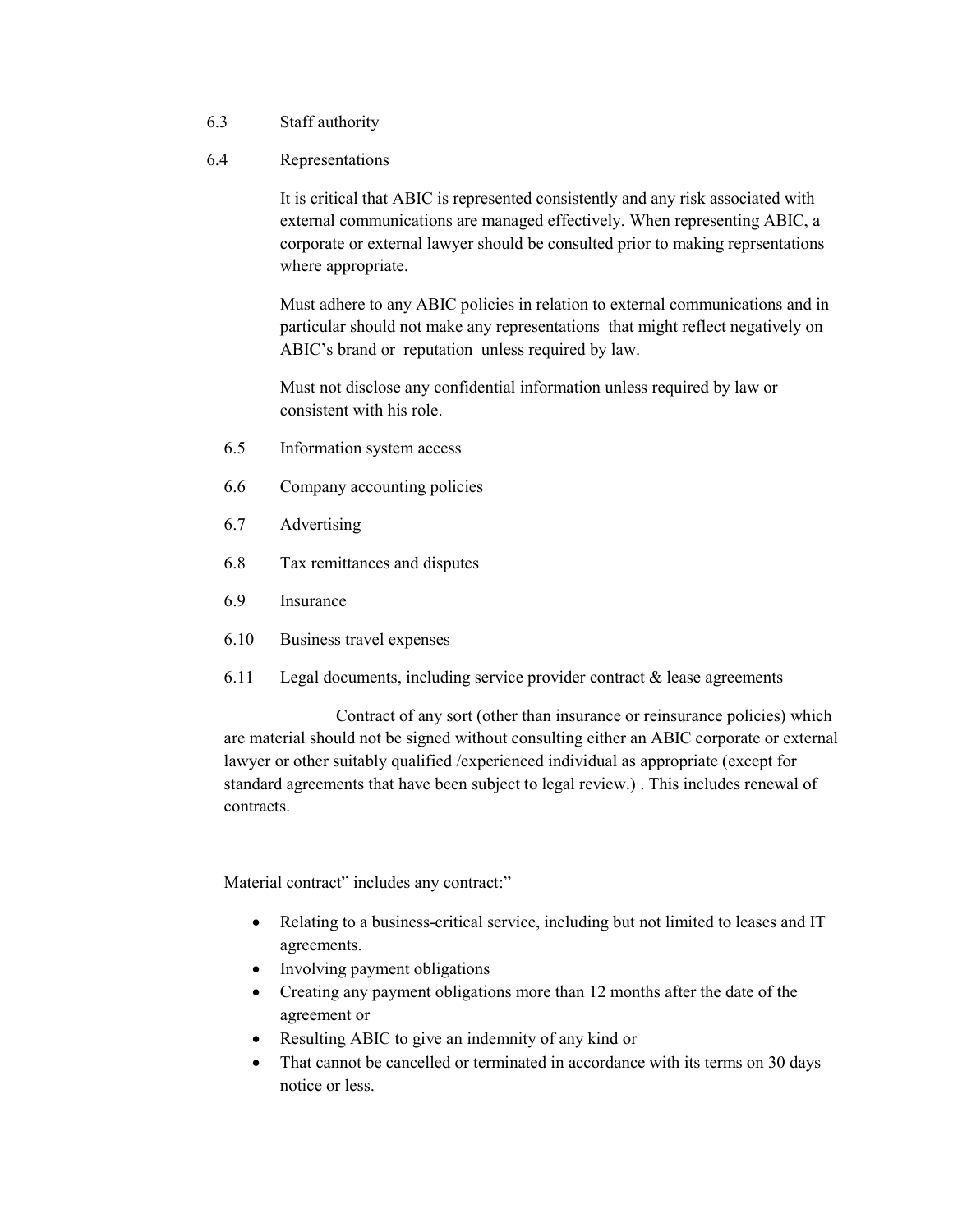6.3 Staff authority

6.4 Representations

It is critical that ABIC is represented consistently and any risk associated with external communications are managed effectively. When representing ABIC, a corporate or external lawyer should be consulted prior to making reprsentations where appropriate.

Must adhere to any ABIC policies in relation to external communications and in particular should not make any representations that might reflect negatively on ABIC's brand or reputation unless required by law.

Must not disclose any confidential information unless required by law or consistent with his role.

6.5 Information system access

6.6 Company accounting policies

6.7 Advertising

6.8 Tax remittances and disputes

6.9 Insurance

6.10 Business travel expenses

6.11 Legal documents, including service provider contract & lease agreements

Contract of any sort (other than insurance or reinsurance policies) which are material should not be signed without consulting either an ABIC corporate or external lawyer or other suitably qualified /experienced individual as appropriate (except for standard agreements that have been subject to legal review.) . This includes renewal of contracts.

Material contract" includes any contract:"

- Relating to a business-critical service, including but not limited to leases and IT agreements.
- Involving payment obligations
- Creating any payment obligations more than 12 months after the date of the agreement or
- Resulting ABIC to give an indemnity of any kind or
- That cannot be cancelled or terminated in accordance with its terms on 30 days notice or less.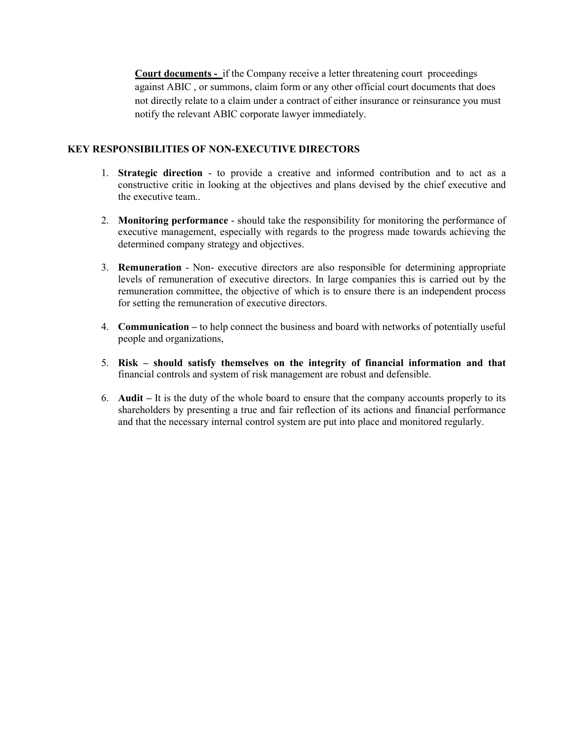**Court documents -** if the Company receive a letter threatening court proceedings against ABIC , or summons, claim form or any other official court documents that does not directly relate to a claim under a contract of either insurance or reinsurance you must notify the relevant ABIC corporate lawyer immediately.

### KEY RESPONSIBILITIES OF NON-EXECUTIVE DIRECTORS

1. **Strategic direction** - to provide a creative and informed contribution and to act as a constructive critic in looking at the objectives and plans devised by the chief executive and the executive team..

2. **Monitoring performance** - should take the responsibility for monitoring the performance of executive management, especially with regards to the progress made towards achieving the determined company strategy and objectives.

3. **Remuneration** - Non- executive directors are also responsible for determining appropriate levels of remuneration of executive directors. In large companies this is carried out by the remuneration committee, the objective of which is to ensure there is an independent process for setting the remuneration of executive directors.

4. **Communication –** to help connect the business and board with networks of potentially useful people and organizations,

5. **Risk – should satisfy themselves on the integrity of financial information and that** financial controls and system of risk management are robust and defensible.

6. **Audit –** It is the duty of the whole board to ensure that the company accounts properly to its shareholders by presenting a true and fair reflection of its actions and financial performance and that the necessary internal control system are put into place and monitored regularly.